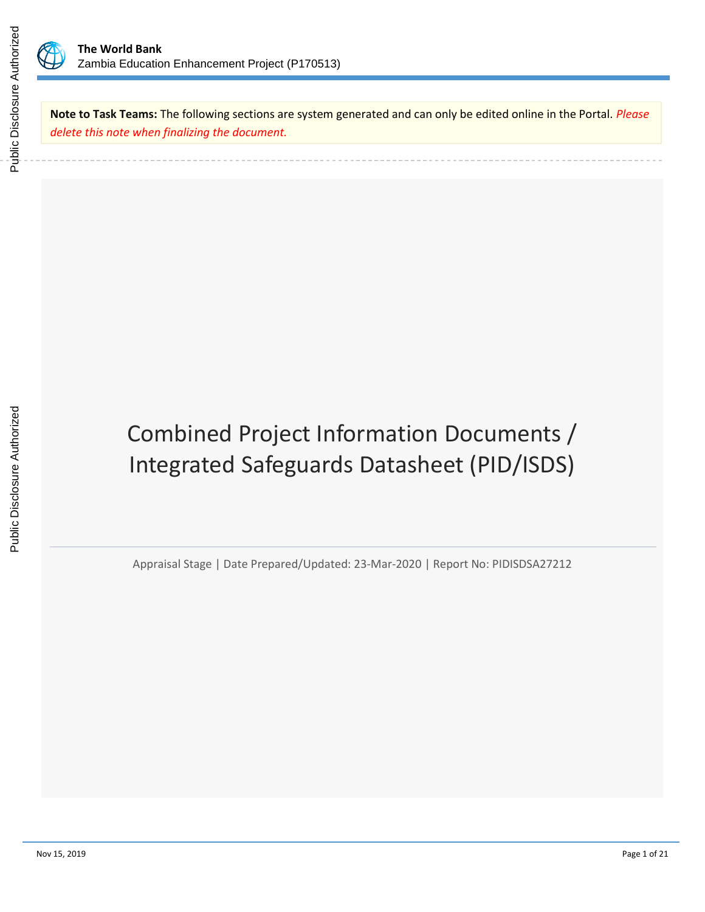**Note to Task Teams:** The following sections are system generated and can only be edited online in the Portal. *Please delete this note when finalizing the document.*

# Combined Project Information Documents / Integrated Safeguards Datasheet (PID/ISDS)

Appraisal Stage | Date Prepared/Updated: 23-Mar-2020 | Report No: PIDISDSA27212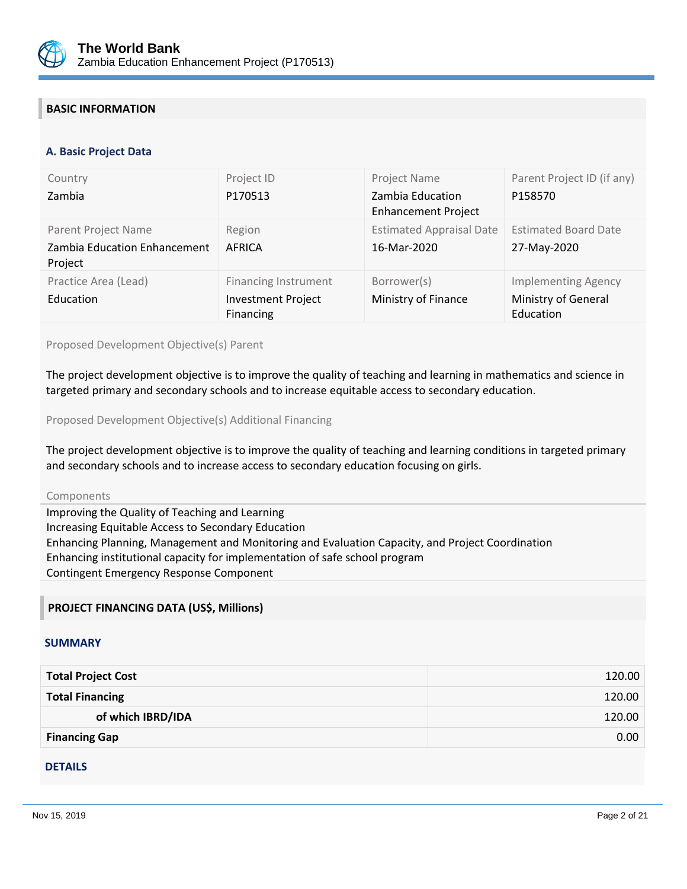## BASIC INFORMATION

### A. Basic Project Data

| Country | Project ID | Project Name | Parent Project ID (if any) |
|---|---|---|---|
| Zambia | P170513 | Zambia Education Enhancement Project | P158570 |
| **Parent Project Name** | **Region** | **Estimated Appraisal Date** | **Estimated Board Date** |
| Zambia Education Enhancement Project | AFRICA | 16-Mar-2020 | 27-May-2020 |
| **Practice Area (Lead)** | **Financing Instrument** | **Borrower(s)** | **Implementing Agency** |
| Education | Investment Project Financing | Ministry of Finance | Ministry of General Education |

Proposed Development Objective(s) Parent

The project development objective is to improve the quality of teaching and learning in mathematics and science in targeted primary and secondary schools and to increase equitable access to secondary education.

Proposed Development Objective(s) Additional Financing

The project development objective is to improve the quality of teaching and learning conditions in targeted primary and secondary schools and to increase access to secondary education focusing on girls.

Components

Improving the Quality of Teaching and Learning
Increasing Equitable Access to Secondary Education
Enhancing Planning, Management and Monitoring and Evaluation Capacity, and Project Coordination
Enhancing institutional capacity for implementation of safe school program
Contingent Emergency Response Component

## PROJECT FINANCING DATA (US$, Millions)

### SUMMARY

| | |
|---|---|
| **Total Project Cost** | 120.00 |
| **Total Financing** | 120.00 |
| **of which IBRD/IDA** | 120.00 |
| **Financing Gap** | 0.00 |

### DETAILS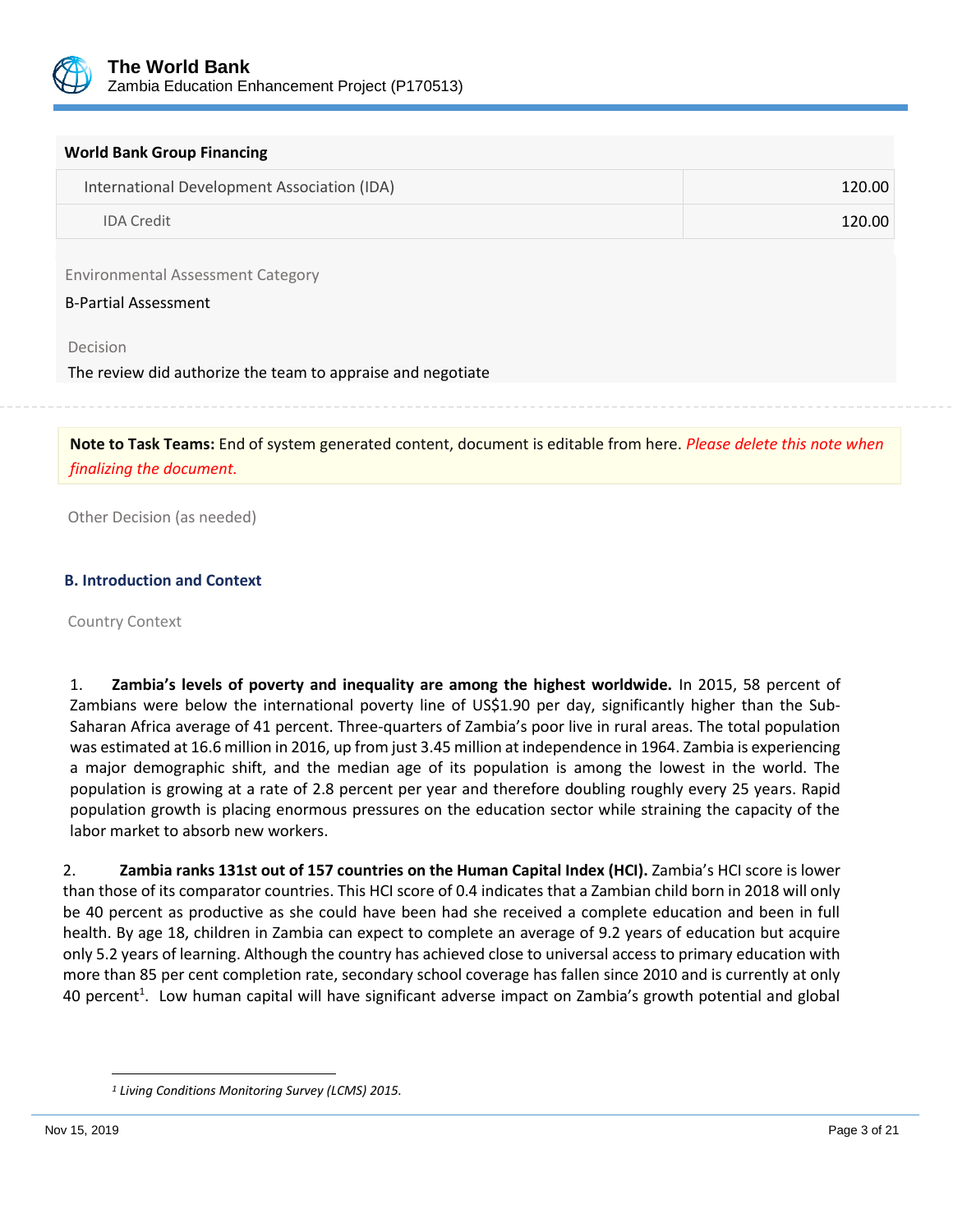**World Bank Group Financing**

| International Development Association (IDA) | 120.00 |
| --- | --- |
| IDA Credit | 120.00 |

Environmental Assessment Category

B-Partial Assessment

Decision

The review did authorize the team to appraise and negotiate

**Note to Task Teams:** End of system generated content, document is editable from here. *Please delete this note when finalizing the document.*

Other Decision (as needed)

### B. Introduction and Context

Country Context

1. **Zambia's levels of poverty and inequality are among the highest worldwide.** In 2015, 58 percent of Zambians were below the international poverty line of US$1.90 per day, significantly higher than the Sub-Saharan Africa average of 41 percent. Three-quarters of Zambia's poor live in rural areas. The total population was estimated at 16.6 million in 2016, up from just 3.45 million at independence in 1964. Zambia is experiencing a major demographic shift, and the median age of its population is among the lowest in the world. The population is growing at a rate of 2.8 percent per year and therefore doubling roughly every 25 years. Rapid population growth is placing enormous pressures on the education sector while straining the capacity of the labor market to absorb new workers.

2. **Zambia ranks 131st out of 157 countries on the Human Capital Index (HCI).** Zambia's HCI score is lower than those of its comparator countries. This HCI score of 0.4 indicates that a Zambian child born in 2018 will only be 40 percent as productive as she could have been had she received a complete education and been in full health. By age 18, children in Zambia can expect to complete an average of 9.2 years of education but acquire only 5.2 years of learning. Although the country has achieved close to universal access to primary education with more than 85 per cent completion rate, secondary school coverage has fallen since 2010 and is currently at only 40 percent[1]. Low human capital will have significant adverse impact on Zambia's growth potential and global

[1] *Living Conditions Monitoring Survey (LCMS) 2015.*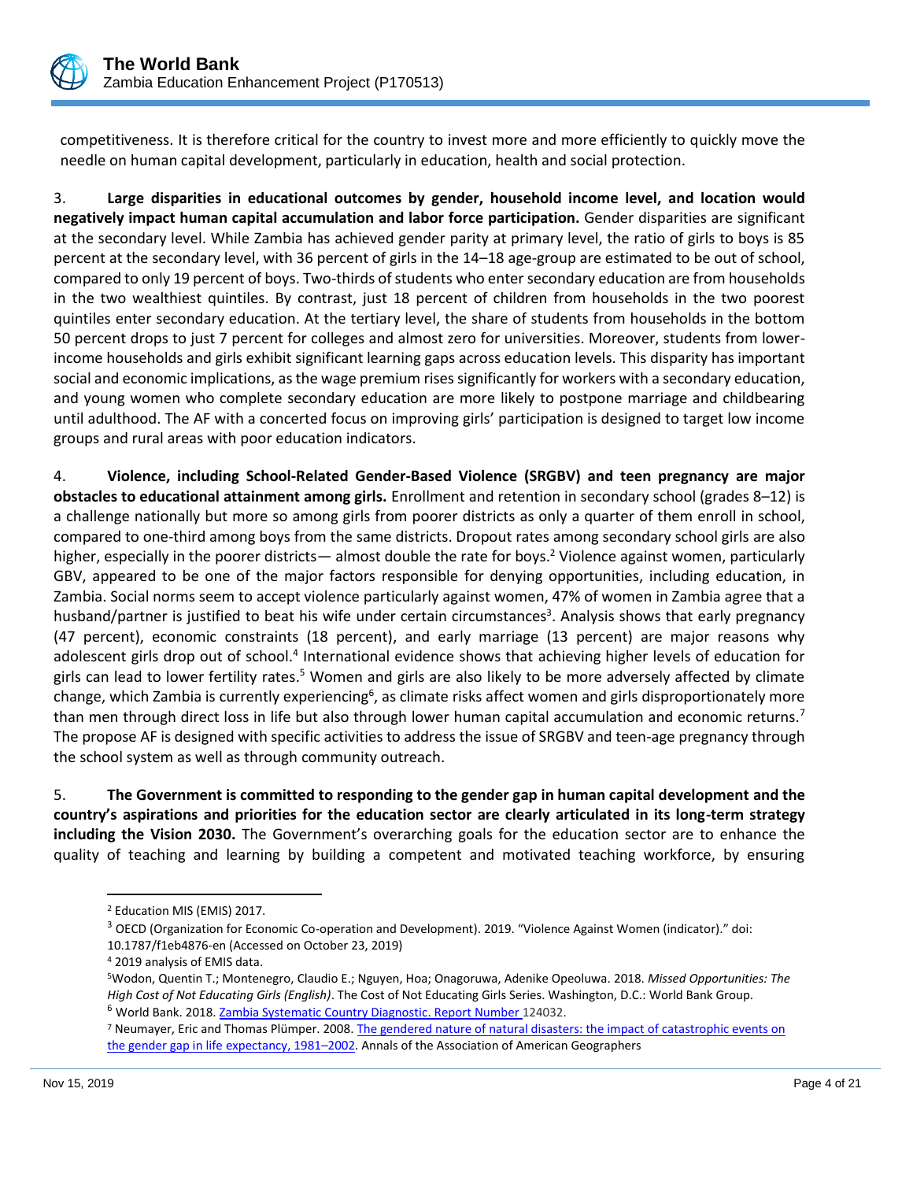competitiveness. It is therefore critical for the country to invest more and more efficiently to quickly move the needle on human capital development, particularly in education, health and social protection.

3. **Large disparities in educational outcomes by gender, household income level, and location would negatively impact human capital accumulation and labor force participation.** Gender disparities are significant at the secondary level. While Zambia has achieved gender parity at primary level, the ratio of girls to boys is 85 percent at the secondary level, with 36 percent of girls in the 14–18 age-group are estimated to be out of school, compared to only 19 percent of boys. Two-thirds of students who enter secondary education are from households in the two wealthiest quintiles. By contrast, just 18 percent of children from households in the two poorest quintiles enter secondary education. At the tertiary level, the share of students from households in the bottom 50 percent drops to just 7 percent for colleges and almost zero for universities. Moreover, students from lower-income households and girls exhibit significant learning gaps across education levels. This disparity has important social and economic implications, as the wage premium rises significantly for workers with a secondary education, and young women who complete secondary education are more likely to postpone marriage and childbearing until adulthood. The AF with a concerted focus on improving girls' participation is designed to target low income groups and rural areas with poor education indicators.

4. **Violence, including School-Related Gender-Based Violence (SRGBV) and teen pregnancy are major obstacles to educational attainment among girls.** Enrollment and retention in secondary school (grades 8–12) is a challenge nationally but more so among girls from poorer districts as only a quarter of them enroll in school, compared to one-third among boys from the same districts. Dropout rates among secondary school girls are also higher, especially in the poorer districts— almost double the rate for boys.[2] Violence against women, particularly GBV, appeared to be one of the major factors responsible for denying opportunities, including education, in Zambia. Social norms seem to accept violence particularly against women, 47% of women in Zambia agree that a husband/partner is justified to beat his wife under certain circumstances[3]. Analysis shows that early pregnancy (47 percent), economic constraints (18 percent), and early marriage (13 percent) are major reasons why adolescent girls drop out of school.[4] International evidence shows that achieving higher levels of education for girls can lead to lower fertility rates.[5] Women and girls are also likely to be more adversely affected by climate change, which Zambia is currently experiencing[6], as climate risks affect women and girls disproportionately more than men through direct loss in life but also through lower human capital accumulation and economic returns.[7] The propose AF is designed with specific activities to address the issue of SRGBV and teen-age pregnancy through the school system as well as through community outreach.

5. **The Government is committed to responding to the gender gap in human capital development and the country's aspirations and priorities for the education sector are clearly articulated in its long-term strategy including the Vision 2030.** The Government's overarching goals for the education sector are to enhance the quality of teaching and learning by building a competent and motivated teaching workforce, by ensuring

---

[2] Education MIS (EMIS) 2017.

[3] OECD (Organization for Economic Co-operation and Development). 2019. "Violence Against Women (indicator)." doi: 10.1787/f1eb4876-en (Accessed on October 23, 2019)

[4] 2019 analysis of EMIS data.

[5] Wodon, Quentin T.; Montenegro, Claudio E.; Nguyen, Hoa; Onagoruwa, Adenike Opeoluwa. 2018. *Missed Opportunities: The High Cost of Not Educating Girls (English)*. The Cost of Not Educating Girls Series. Washington, D.C.: World Bank Group.

[6] World Bank. 2018. Zambia Systematic Country Diagnostic. Report Number 124032.

[7] Neumayer, Eric and Thomas Plümper. 2008. The gendered nature of natural disasters: the impact of catastrophic events on the gender gap in life expectancy, 1981–2002. Annals of the Association of American Geographers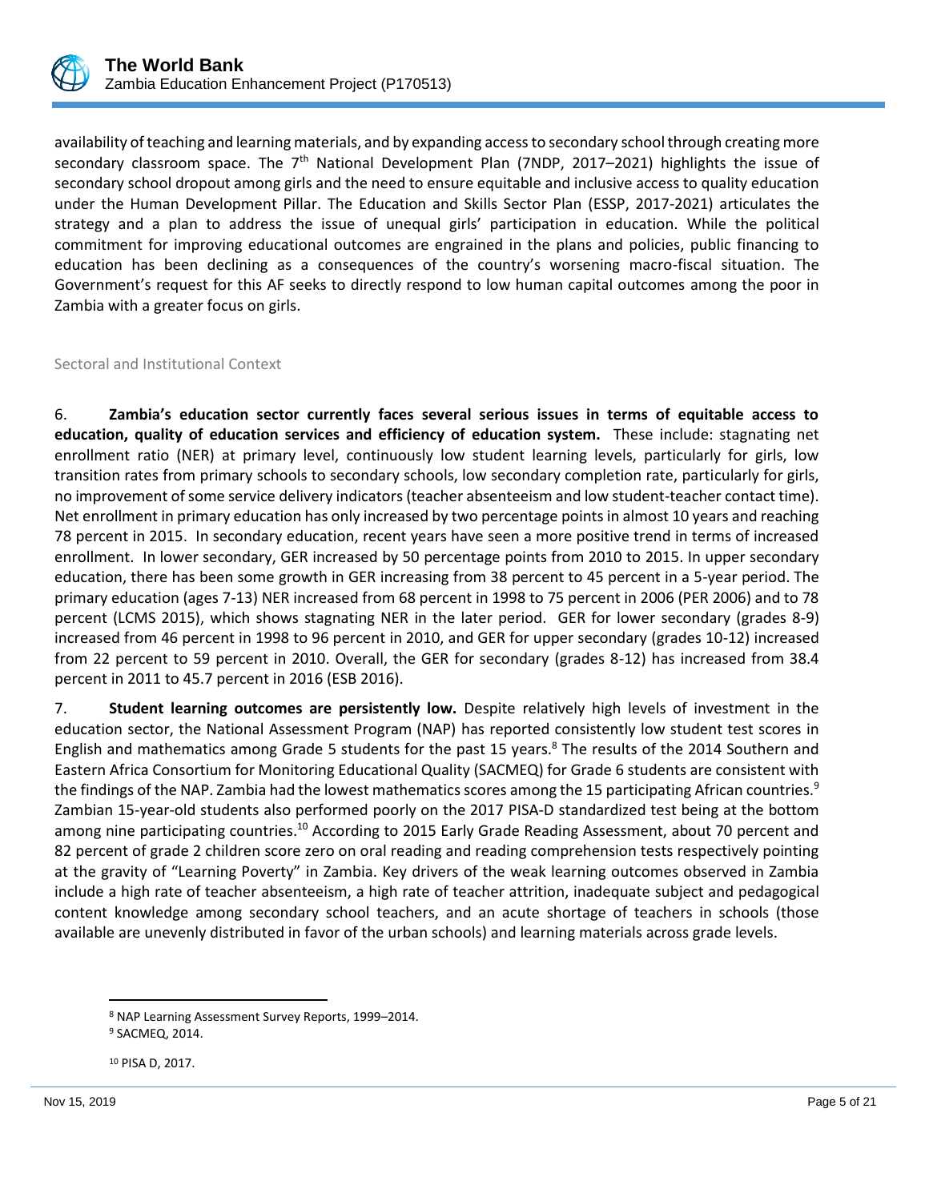availability of teaching and learning materials, and by expanding access to secondary school through creating more secondary classroom space. The 7th National Development Plan (7NDP, 2017–2021) highlights the issue of secondary school dropout among girls and the need to ensure equitable and inclusive access to quality education under the Human Development Pillar. The Education and Skills Sector Plan (ESSP, 2017-2021) articulates the strategy and a plan to address the issue of unequal girls' participation in education. While the political commitment for improving educational outcomes are engrained in the plans and policies, public financing to education has been declining as a consequences of the country's worsening macro-fiscal situation. The Government's request for this AF seeks to directly respond to low human capital outcomes among the poor in Zambia with a greater focus on girls.

## Sectoral and Institutional Context

6. **Zambia's education sector currently faces several serious issues in terms of equitable access to education, quality of education services and efficiency of education system.** These include: stagnating net enrollment ratio (NER) at primary level, continuously low student learning levels, particularly for girls, low transition rates from primary schools to secondary schools, low secondary completion rate, particularly for girls, no improvement of some service delivery indicators (teacher absenteeism and low student-teacher contact time). Net enrollment in primary education has only increased by two percentage points in almost 10 years and reaching 78 percent in 2015. In secondary education, recent years have seen a more positive trend in terms of increased enrollment. In lower secondary, GER increased by 50 percentage points from 2010 to 2015. In upper secondary education, there has been some growth in GER increasing from 38 percent to 45 percent in a 5-year period. The primary education (ages 7-13) NER increased from 68 percent in 1998 to 75 percent in 2006 (PER 2006) and to 78 percent (LCMS 2015), which shows stagnating NER in the later period. GER for lower secondary (grades 8-9) increased from 46 percent in 1998 to 96 percent in 2010, and GER for upper secondary (grades 10-12) increased from 22 percent to 59 percent in 2010. Overall, the GER for secondary (grades 8-12) has increased from 38.4 percent in 2011 to 45.7 percent in 2016 (ESB 2016).

7. **Student learning outcomes are persistently low.** Despite relatively high levels of investment in the education sector, the National Assessment Program (NAP) has reported consistently low student test scores in English and mathematics among Grade 5 students for the past 15 years.[8] The results of the 2014 Southern and Eastern Africa Consortium for Monitoring Educational Quality (SACMEQ) for Grade 6 students are consistent with the findings of the NAP. Zambia had the lowest mathematics scores among the 15 participating African countries.[9] Zambian 15-year-old students also performed poorly on the 2017 PISA-D standardized test being at the bottom among nine participating countries.[10] According to 2015 Early Grade Reading Assessment, about 70 percent and 82 percent of grade 2 children score zero on oral reading and reading comprehension tests respectively pointing at the gravity of "Learning Poverty" in Zambia. Key drivers of the weak learning outcomes observed in Zambia include a high rate of teacher absenteeism, a high rate of teacher attrition, inadequate subject and pedagogical content knowledge among secondary school teachers, and an acute shortage of teachers in schools (those available are unevenly distributed in favor of the urban schools) and learning materials across grade levels.

---

[8] NAP Learning Assessment Survey Reports, 1999–2014.

[9] SACMEQ, 2014.

[10] PISA D, 2017.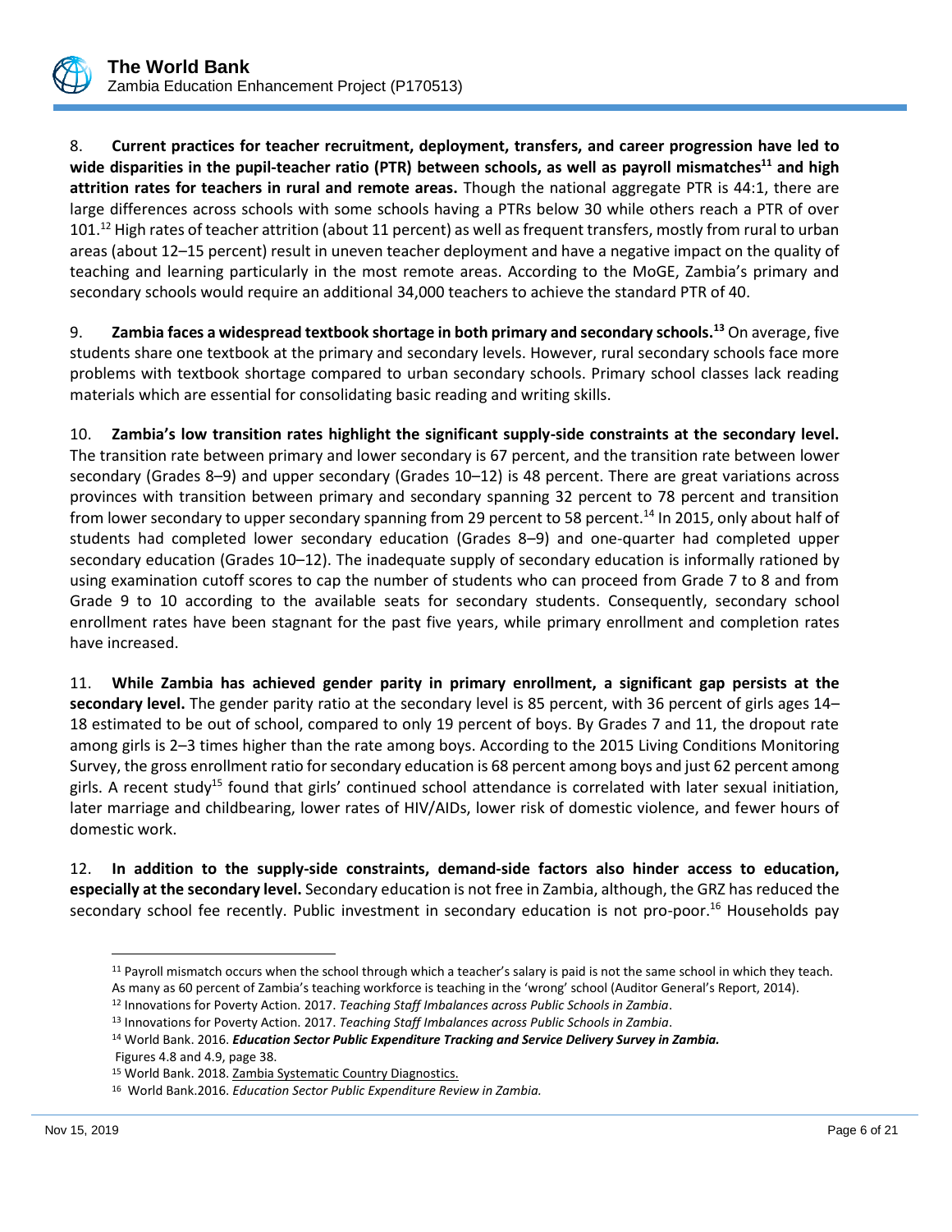8. **Current practices for teacher recruitment, deployment, transfers, and career progression have led to wide disparities in the pupil-teacher ratio (PTR) between schools, as well as payroll mismatches[11] and high attrition rates for teachers in rural and remote areas.** Though the national aggregate PTR is 44:1, there are large differences across schools with some schools having a PTRs below 30 while others reach a PTR of over 101.[12] High rates of teacher attrition (about 11 percent) as well as frequent transfers, mostly from rural to urban areas (about 12–15 percent) result in uneven teacher deployment and have a negative impact on the quality of teaching and learning particularly in the most remote areas. According to the MoGE, Zambia's primary and secondary schools would require an additional 34,000 teachers to achieve the standard PTR of 40.

9. **Zambia faces a widespread textbook shortage in both primary and secondary schools.[13]** On average, five students share one textbook at the primary and secondary levels. However, rural secondary schools face more problems with textbook shortage compared to urban secondary schools. Primary school classes lack reading materials which are essential for consolidating basic reading and writing skills.

10. **Zambia's low transition rates highlight the significant supply-side constraints at the secondary level.** The transition rate between primary and lower secondary is 67 percent, and the transition rate between lower secondary (Grades 8–9) and upper secondary (Grades 10–12) is 48 percent. There are great variations across provinces with transition between primary and secondary spanning 32 percent to 78 percent and transition from lower secondary to upper secondary spanning from 29 percent to 58 percent.[14] In 2015, only about half of students had completed lower secondary education (Grades 8–9) and one-quarter had completed upper secondary education (Grades 10–12). The inadequate supply of secondary education is informally rationed by using examination cutoff scores to cap the number of students who can proceed from Grade 7 to 8 and from Grade 9 to 10 according to the available seats for secondary students. Consequently, secondary school enrollment rates have been stagnant for the past five years, while primary enrollment and completion rates have increased.

11. **While Zambia has achieved gender parity in primary enrollment, a significant gap persists at the secondary level.** The gender parity ratio at the secondary level is 85 percent, with 36 percent of girls ages 14–18 estimated to be out of school, compared to only 19 percent of boys. By Grades 7 and 11, the dropout rate among girls is 2–3 times higher than the rate among boys. According to the 2015 Living Conditions Monitoring Survey, the gross enrollment ratio for secondary education is 68 percent among boys and just 62 percent among girls. A recent study[15] found that girls' continued school attendance is correlated with later sexual initiation, later marriage and childbearing, lower rates of HIV/AIDs, lower risk of domestic violence, and fewer hours of domestic work.

12. **In addition to the supply-side constraints, demand-side factors also hinder access to education, especially at the secondary level.** Secondary education is not free in Zambia, although, the GRZ has reduced the secondary school fee recently. Public investment in secondary education is not pro-poor.[16] Households pay

---

[11] Payroll mismatch occurs when the school through which a teacher's salary is paid is not the same school in which they teach. As many as 60 percent of Zambia's teaching workforce is teaching in the 'wrong' school (Auditor General's Report, 2014).

[12] Innovations for Poverty Action. 2017. *Teaching Staff Imbalances across Public Schools in Zambia*.

[13] Innovations for Poverty Action. 2017. *Teaching Staff Imbalances across Public Schools in Zambia*.

[14] World Bank. 2016. ***Education Sector Public Expenditure Tracking and Service Delivery Survey in Zambia.*** Figures 4.8 and 4.9, page 38.

[15] World Bank. 2018. Zambia Systematic Country Diagnostics.

[16] World Bank.2016. *Education Sector Public Expenditure Review in Zambia.*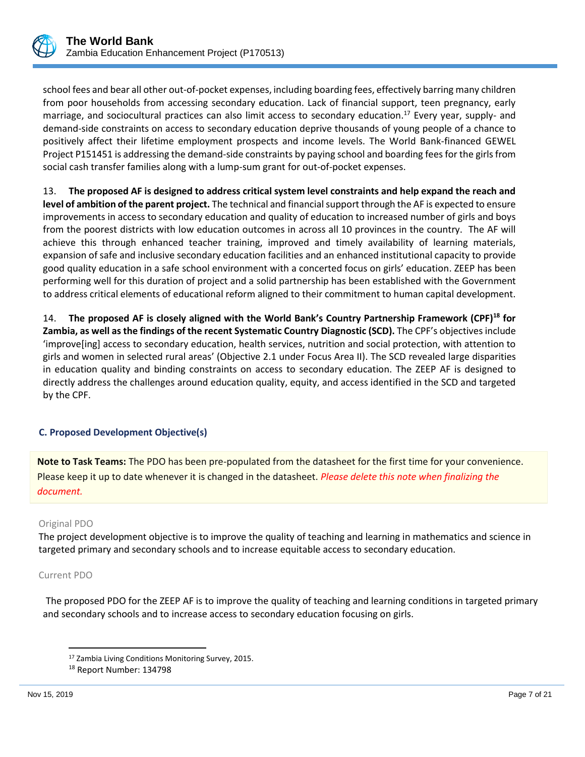school fees and bear all other out-of-pocket expenses, including boarding fees, effectively barring many children from poor households from accessing secondary education. Lack of financial support, teen pregnancy, early marriage, and sociocultural practices can also limit access to secondary education.[17] Every year, supply- and demand-side constraints on access to secondary education deprive thousands of young people of a chance to positively affect their lifetime employment prospects and income levels. The World Bank-financed GEWEL Project P151451 is addressing the demand-side constraints by paying school and boarding fees for the girls from social cash transfer families along with a lump-sum grant for out-of-pocket expenses.

13. **The proposed AF is designed to address critical system level constraints and help expand the reach and level of ambition of the parent project.** The technical and financial support through the AF is expected to ensure improvements in access to secondary education and quality of education to increased number of girls and boys from the poorest districts with low education outcomes in across all 10 provinces in the country. The AF will achieve this through enhanced teacher training, improved and timely availability of learning materials, expansion of safe and inclusive secondary education facilities and an enhanced institutional capacity to provide good quality education in a safe school environment with a concerted focus on girls' education. ZEEP has been performing well for this duration of project and a solid partnership has been established with the Government to address critical elements of educational reform aligned to their commitment to human capital development.

14. **The proposed AF is closely aligned with the World Bank's Country Partnership Framework (CPF)[18] for Zambia, as well as the findings of the recent Systematic Country Diagnostic (SCD).** The CPF's objectives include 'improve[ing] access to secondary education, health services, nutrition and social protection, with attention to girls and women in selected rural areas' (Objective 2.1 under Focus Area II). The SCD revealed large disparities in education quality and binding constraints on access to secondary education. The ZEEP AF is designed to directly address the challenges around education quality, equity, and access identified in the SCD and targeted by the CPF.

### C. Proposed Development Objective(s)

**Note to Task Teams:** The PDO has been pre-populated from the datasheet for the first time for your convenience. Please keep it up to date whenever it is changed in the datasheet. *Please delete this note when finalizing the document.*

Original PDO

The project development objective is to improve the quality of teaching and learning in mathematics and science in targeted primary and secondary schools and to increase equitable access to secondary education.

Current PDO

The proposed PDO for the ZEEP AF is to improve the quality of teaching and learning conditions in targeted primary and secondary schools and to increase access to secondary education focusing on girls.

---

[17] Zambia Living Conditions Monitoring Survey, 2015.

[18] Report Number: 134798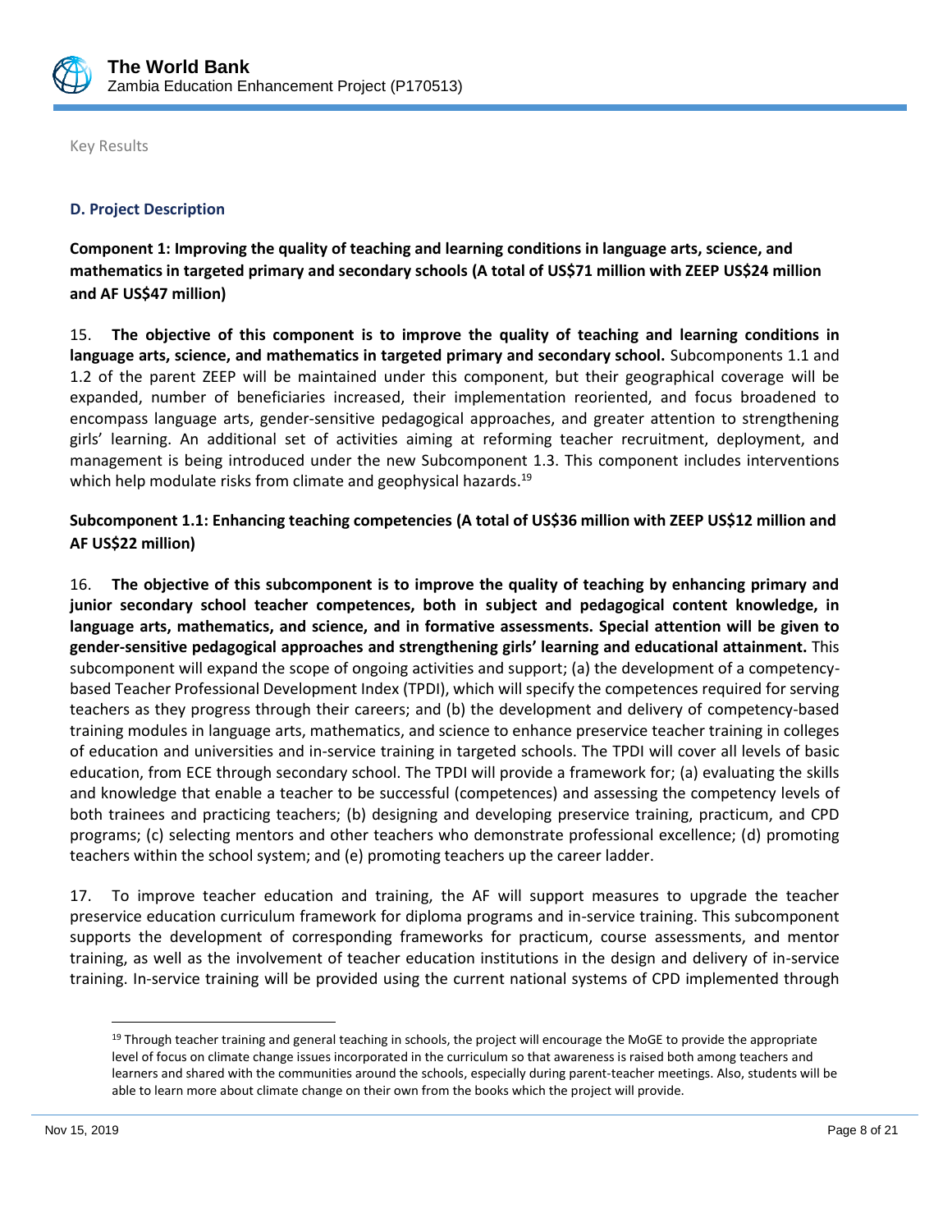Key Results

### D. Project Description

**Component 1: Improving the quality of teaching and learning conditions in language arts, science, and mathematics in targeted primary and secondary schools (A total of US$71 million with ZEEP US$24 million and AF US$47 million)**

15. **The objective of this component is to improve the quality of teaching and learning conditions in language arts, science, and mathematics in targeted primary and secondary school.** Subcomponents 1.1 and 1.2 of the parent ZEEP will be maintained under this component, but their geographical coverage will be expanded, number of beneficiaries increased, their implementation reoriented, and focus broadened to encompass language arts, gender-sensitive pedagogical approaches, and greater attention to strengthening girls' learning. An additional set of activities aiming at reforming teacher recruitment, deployment, and management is being introduced under the new Subcomponent 1.3. This component includes interventions which help modulate risks from climate and geophysical hazards.[19]

**Subcomponent 1.1: Enhancing teaching competencies (A total of US$36 million with ZEEP US$12 million and AF US$22 million)**

16. **The objective of this subcomponent is to improve the quality of teaching by enhancing primary and junior secondary school teacher competences, both in subject and pedagogical content knowledge, in language arts, mathematics, and science, and in formative assessments. Special attention will be given to gender-sensitive pedagogical approaches and strengthening girls' learning and educational attainment.** This subcomponent will expand the scope of ongoing activities and support; (a) the development of a competency-based Teacher Professional Development Index (TPDI), which will specify the competences required for serving teachers as they progress through their careers; and (b) the development and delivery of competency-based training modules in language arts, mathematics, and science to enhance preservice teacher training in colleges of education and universities and in-service training in targeted schools. The TPDI will cover all levels of basic education, from ECE through secondary school. The TPDI will provide a framework for; (a) evaluating the skills and knowledge that enable a teacher to be successful (competences) and assessing the competency levels of both trainees and practicing teachers; (b) designing and developing preservice training, practicum, and CPD programs; (c) selecting mentors and other teachers who demonstrate professional excellence; (d) promoting teachers within the school system; and (e) promoting teachers up the career ladder.

17. To improve teacher education and training, the AF will support measures to upgrade the teacher preservice education curriculum framework for diploma programs and in-service training. This subcomponent supports the development of corresponding frameworks for practicum, course assessments, and mentor training, as well as the involvement of teacher education institutions in the design and delivery of in-service training. In-service training will be provided using the current national systems of CPD implemented through

[19] Through teacher training and general teaching in schools, the project will encourage the MoGE to provide the appropriate level of focus on climate change issues incorporated in the curriculum so that awareness is raised both among teachers and learners and shared with the communities around the schools, especially during parent-teacher meetings. Also, students will be able to learn more about climate change on their own from the books which the project will provide.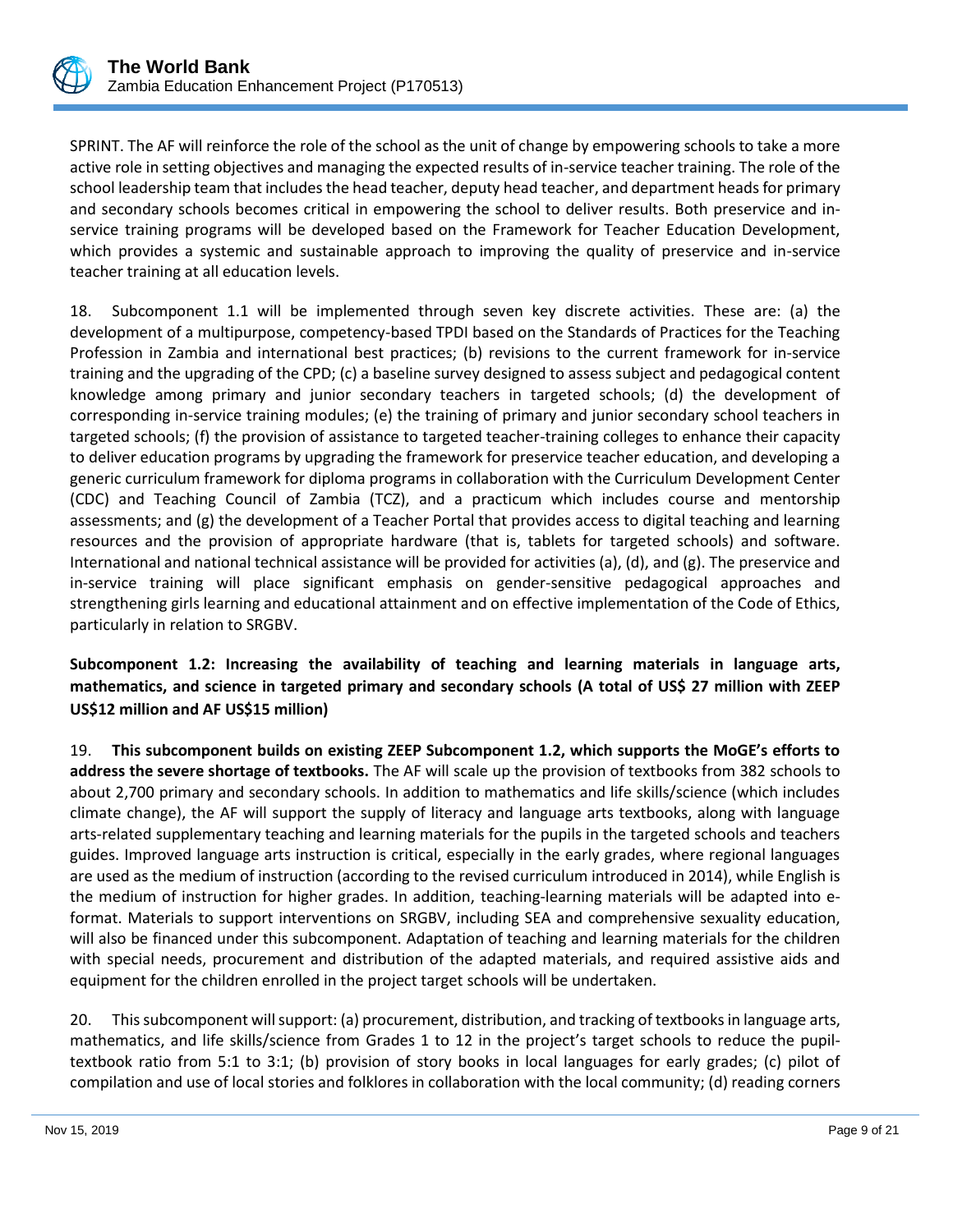SPRINT. The AF will reinforce the role of the school as the unit of change by empowering schools to take a more active role in setting objectives and managing the expected results of in-service teacher training. The role of the school leadership team that includes the head teacher, deputy head teacher, and department heads for primary and secondary schools becomes critical in empowering the school to deliver results. Both preservice and in-service training programs will be developed based on the Framework for Teacher Education Development, which provides a systemic and sustainable approach to improving the quality of preservice and in-service teacher training at all education levels.

18. Subcomponent 1.1 will be implemented through seven key discrete activities. These are: (a) the development of a multipurpose, competency-based TPDI based on the Standards of Practices for the Teaching Profession in Zambia and international best practices; (b) revisions to the current framework for in-service training and the upgrading of the CPD; (c) a baseline survey designed to assess subject and pedagogical content knowledge among primary and junior secondary teachers in targeted schools; (d) the development of corresponding in-service training modules; (e) the training of primary and junior secondary school teachers in targeted schools; (f) the provision of assistance to targeted teacher-training colleges to enhance their capacity to deliver education programs by upgrading the framework for preservice teacher education, and developing a generic curriculum framework for diploma programs in collaboration with the Curriculum Development Center (CDC) and Teaching Council of Zambia (TCZ), and a practicum which includes course and mentorship assessments; and (g) the development of a Teacher Portal that provides access to digital teaching and learning resources and the provision of appropriate hardware (that is, tablets for targeted schools) and software. International and national technical assistance will be provided for activities (a), (d), and (g). The preservice and in-service training will place significant emphasis on gender-sensitive pedagogical approaches and strengthening girls learning and educational attainment and on effective implementation of the Code of Ethics, particularly in relation to SRGBV.

**Subcomponent 1.2: Increasing the availability of teaching and learning materials in language arts, mathematics, and science in targeted primary and secondary schools (A total of US$ 27 million with ZEEP US$12 million and AF US$15 million)**

19. **This subcomponent builds on existing ZEEP Subcomponent 1.2, which supports the MoGE's efforts to address the severe shortage of textbooks.** The AF will scale up the provision of textbooks from 382 schools to about 2,700 primary and secondary schools. In addition to mathematics and life skills/science (which includes climate change), the AF will support the supply of literacy and language arts textbooks, along with language arts-related supplementary teaching and learning materials for the pupils in the targeted schools and teachers guides. Improved language arts instruction is critical, especially in the early grades, where regional languages are used as the medium of instruction (according to the revised curriculum introduced in 2014), while English is the medium of instruction for higher grades. In addition, teaching-learning materials will be adapted into e-format. Materials to support interventions on SRGBV, including SEA and comprehensive sexuality education, will also be financed under this subcomponent. Adaptation of teaching and learning materials for the children with special needs, procurement and distribution of the adapted materials, and required assistive aids and equipment for the children enrolled in the project target schools will be undertaken.

20. This subcomponent will support: (a) procurement, distribution, and tracking of textbooks in language arts, mathematics, and life skills/science from Grades 1 to 12 in the project's target schools to reduce the pupil-textbook ratio from 5:1 to 3:1; (b) provision of story books in local languages for early grades; (c) pilot of compilation and use of local stories and folklores in collaboration with the local community; (d) reading corners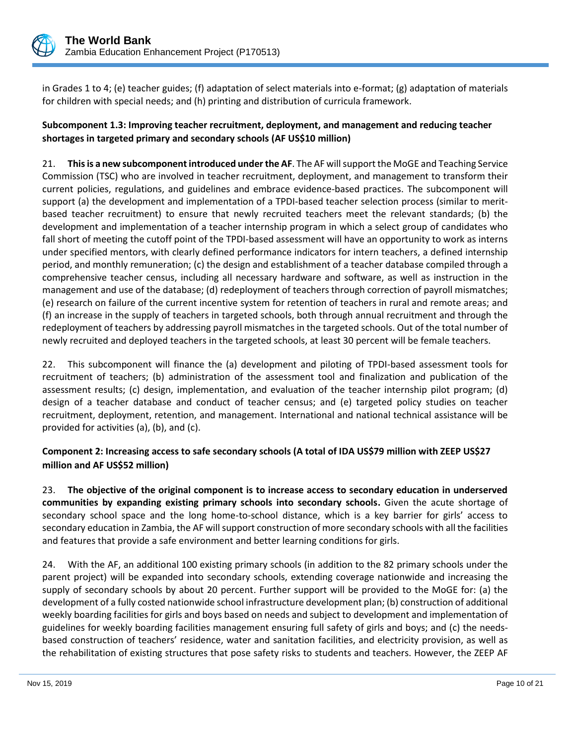in Grades 1 to 4; (e) teacher guides; (f) adaptation of select materials into e-format; (g) adaptation of materials for children with special needs; and (h) printing and distribution of curricula framework.

**Subcomponent 1.3: Improving teacher recruitment, deployment, and management and reducing teacher shortages in targeted primary and secondary schools (AF US$10 million)**

21. **This is a new subcomponent introduced under the AF**. The AF will support the MoGE and Teaching Service Commission (TSC) who are involved in teacher recruitment, deployment, and management to transform their current policies, regulations, and guidelines and embrace evidence-based practices. The subcomponent will support (a) the development and implementation of a TPDI-based teacher selection process (similar to merit-based teacher recruitment) to ensure that newly recruited teachers meet the relevant standards; (b) the development and implementation of a teacher internship program in which a select group of candidates who fall short of meeting the cutoff point of the TPDI-based assessment will have an opportunity to work as interns under specified mentors, with clearly defined performance indicators for intern teachers, a defined internship period, and monthly remuneration; (c) the design and establishment of a teacher database compiled through a comprehensive teacher census, including all necessary hardware and software, as well as instruction in the management and use of the database; (d) redeployment of teachers through correction of payroll mismatches; (e) research on failure of the current incentive system for retention of teachers in rural and remote areas; and (f) an increase in the supply of teachers in targeted schools, both through annual recruitment and through the redeployment of teachers by addressing payroll mismatches in the targeted schools. Out of the total number of newly recruited and deployed teachers in the targeted schools, at least 30 percent will be female teachers.

22. This subcomponent will finance the (a) development and piloting of TPDI-based assessment tools for recruitment of teachers; (b) administration of the assessment tool and finalization and publication of the assessment results; (c) design, implementation, and evaluation of the teacher internship pilot program; (d) design of a teacher database and conduct of teacher census; and (e) targeted policy studies on teacher recruitment, deployment, retention, and management. International and national technical assistance will be provided for activities (a), (b), and (c).

**Component 2: Increasing access to safe secondary schools (A total of IDA US$79 million with ZEEP US$27 million and AF US$52 million)**

23. **The objective of the original component is to increase access to secondary education in underserved communities by expanding existing primary schools into secondary schools.** Given the acute shortage of secondary school space and the long home-to-school distance, which is a key barrier for girls' access to secondary education in Zambia, the AF will support construction of more secondary schools with all the facilities and features that provide a safe environment and better learning conditions for girls.

24. With the AF, an additional 100 existing primary schools (in addition to the 82 primary schools under the parent project) will be expanded into secondary schools, extending coverage nationwide and increasing the supply of secondary schools by about 20 percent. Further support will be provided to the MoGE for: (a) the development of a fully costed nationwide school infrastructure development plan; (b) construction of additional weekly boarding facilities for girls and boys based on needs and subject to development and implementation of guidelines for weekly boarding facilities management ensuring full safety of girls and boys; and (c) the needs-based construction of teachers' residence, water and sanitation facilities, and electricity provision, as well as the rehabilitation of existing structures that pose safety risks to students and teachers. However, the ZEEP AF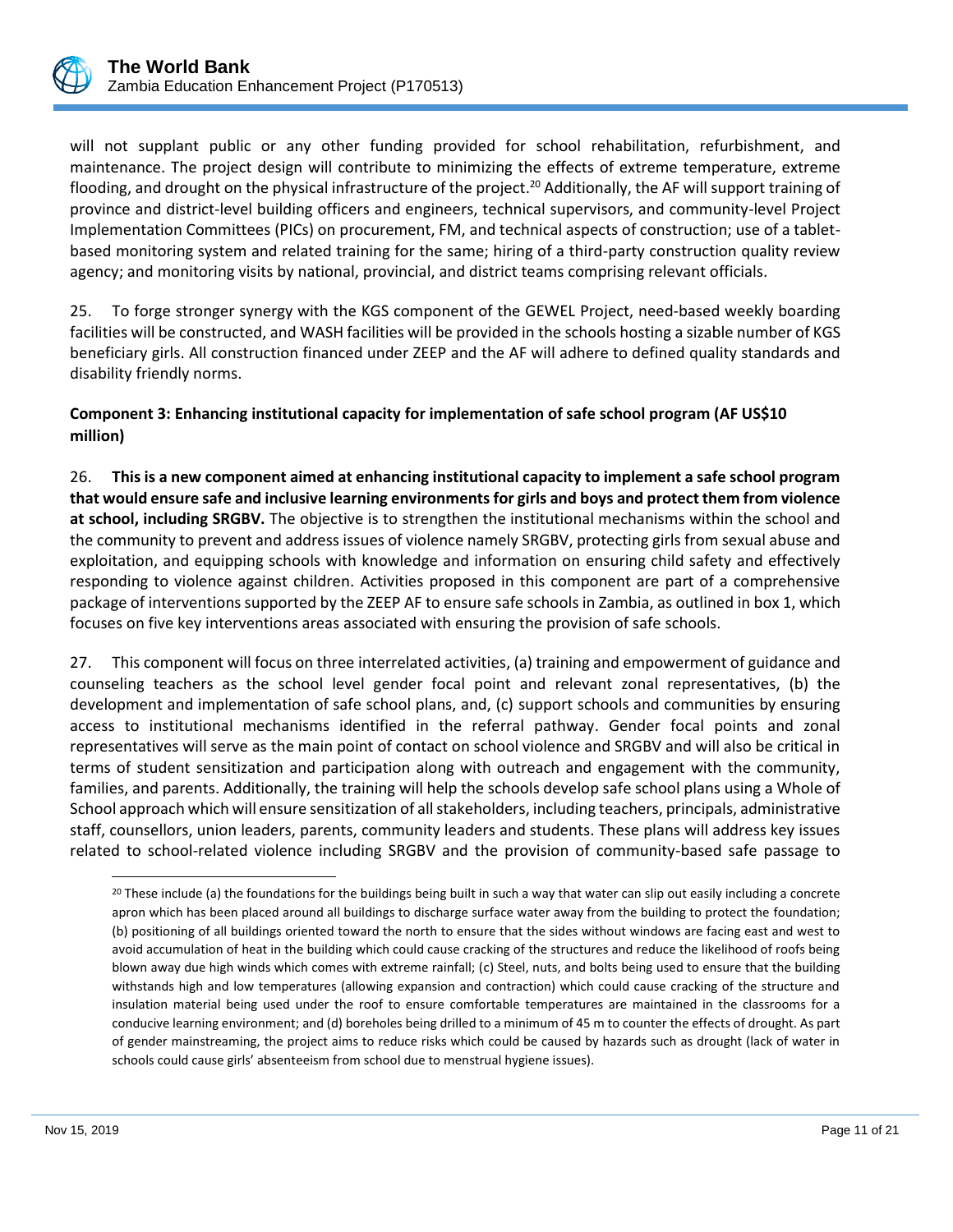will not supplant public or any other funding provided for school rehabilitation, refurbishment, and maintenance. The project design will contribute to minimizing the effects of extreme temperature, extreme flooding, and drought on the physical infrastructure of the project.[20] Additionally, the AF will support training of province and district-level building officers and engineers, technical supervisors, and community-level Project Implementation Committees (PICs) on procurement, FM, and technical aspects of construction; use of a tablet-based monitoring system and related training for the same; hiring of a third-party construction quality review agency; and monitoring visits by national, provincial, and district teams comprising relevant officials.

25. To forge stronger synergy with the KGS component of the GEWEL Project, need-based weekly boarding facilities will be constructed, and WASH facilities will be provided in the schools hosting a sizable number of KGS beneficiary girls. All construction financed under ZEEP and the AF will adhere to defined quality standards and disability friendly norms.

**Component 3: Enhancing institutional capacity for implementation of safe school program (AF US$10 million)**

26. **This is a new component aimed at enhancing institutional capacity to implement a safe school program that would ensure safe and inclusive learning environments for girls and boys and protect them from violence at school, including SRGBV.** The objective is to strengthen the institutional mechanisms within the school and the community to prevent and address issues of violence namely SRGBV, protecting girls from sexual abuse and exploitation, and equipping schools with knowledge and information on ensuring child safety and effectively responding to violence against children. Activities proposed in this component are part of a comprehensive package of interventions supported by the ZEEP AF to ensure safe schools in Zambia, as outlined in box 1, which focuses on five key interventions areas associated with ensuring the provision of safe schools.

27. This component will focus on three interrelated activities, (a) training and empowerment of guidance and counseling teachers as the school level gender focal point and relevant zonal representatives, (b) the development and implementation of safe school plans, and, (c) support schools and communities by ensuring access to institutional mechanisms identified in the referral pathway. Gender focal points and zonal representatives will serve as the main point of contact on school violence and SRGBV and will also be critical in terms of student sensitization and participation along with outreach and engagement with the community, families, and parents. Additionally, the training will help the schools develop safe school plans using a Whole of School approach which will ensure sensitization of all stakeholders, including teachers, principals, administrative staff, counsellors, union leaders, parents, community leaders and students. These plans will address key issues related to school-related violence including SRGBV and the provision of community-based safe passage to

---

[20] These include (a) the foundations for the buildings being built in such a way that water can slip out easily including a concrete apron which has been placed around all buildings to discharge surface water away from the building to protect the foundation; (b) positioning of all buildings oriented toward the north to ensure that the sides without windows are facing east and west to avoid accumulation of heat in the building which could cause cracking of the structures and reduce the likelihood of roofs being blown away due high winds which comes with extreme rainfall; (c) Steel, nuts, and bolts being used to ensure that the building withstands high and low temperatures (allowing expansion and contraction) which could cause cracking of the structure and insulation material being used under the roof to ensure comfortable temperatures are maintained in the classrooms for a conducive learning environment; and (d) boreholes being drilled to a minimum of 45 m to counter the effects of drought. As part of gender mainstreaming, the project aims to reduce risks which could be caused by hazards such as drought (lack of water in schools could cause girls' absenteeism from school due to menstrual hygiene issues).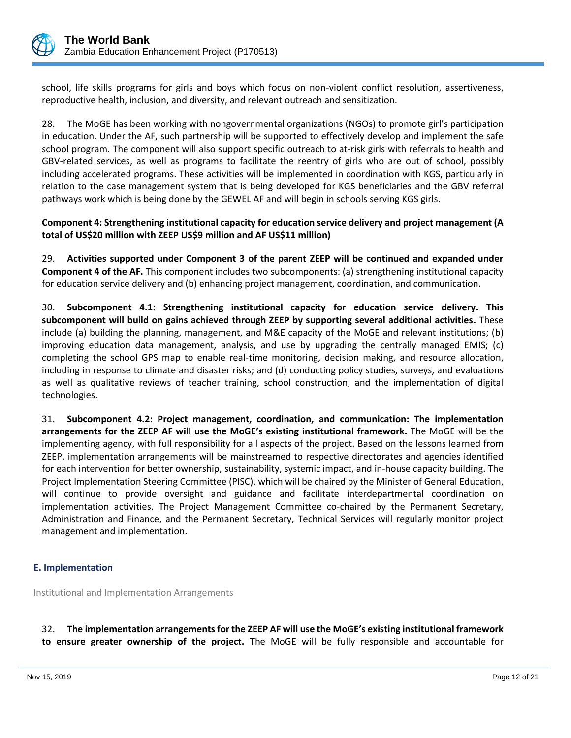school, life skills programs for girls and boys which focus on non-violent conflict resolution, assertiveness, reproductive health, inclusion, and diversity, and relevant outreach and sensitization.

28. The MoGE has been working with nongovernmental organizations (NGOs) to promote girl's participation in education. Under the AF, such partnership will be supported to effectively develop and implement the safe school program. The component will also support specific outreach to at-risk girls with referrals to health and GBV-related services, as well as programs to facilitate the reentry of girls who are out of school, possibly including accelerated programs. These activities will be implemented in coordination with KGS, particularly in relation to the case management system that is being developed for KGS beneficiaries and the GBV referral pathways work which is being done by the GEWEL AF and will begin in schools serving KGS girls.

**Component 4: Strengthening institutional capacity for education service delivery and project management (A total of US$20 million with ZEEP US$9 million and AF US$11 million)**

29. **Activities supported under Component 3 of the parent ZEEP will be continued and expanded under Component 4 of the AF.** This component includes two subcomponents: (a) strengthening institutional capacity for education service delivery and (b) enhancing project management, coordination, and communication.

30. **Subcomponent 4.1: Strengthening institutional capacity for education service delivery. This subcomponent will build on gains achieved through ZEEP by supporting several additional activities.** These include (a) building the planning, management, and M&E capacity of the MoGE and relevant institutions; (b) improving education data management, analysis, and use by upgrading the centrally managed EMIS; (c) completing the school GPS map to enable real-time monitoring, decision making, and resource allocation, including in response to climate and disaster risks; and (d) conducting policy studies, surveys, and evaluations as well as qualitative reviews of teacher training, school construction, and the implementation of digital technologies.

31. **Subcomponent 4.2: Project management, coordination, and communication: The implementation arrangements for the ZEEP AF will use the MoGE's existing institutional framework.** The MoGE will be the implementing agency, with full responsibility for all aspects of the project. Based on the lessons learned from ZEEP, implementation arrangements will be mainstreamed to respective directorates and agencies identified for each intervention for better ownership, sustainability, systemic impact, and in-house capacity building. The Project Implementation Steering Committee (PISC), which will be chaired by the Minister of General Education, will continue to provide oversight and guidance and facilitate interdepartmental coordination on implementation activities. The Project Management Committee co-chaired by the Permanent Secretary, Administration and Finance, and the Permanent Secretary, Technical Services will regularly monitor project management and implementation.

## E. Implementation

Institutional and Implementation Arrangements

32. **The implementation arrangements for the ZEEP AF will use the MoGE's existing institutional framework to ensure greater ownership of the project.** The MoGE will be fully responsible and accountable for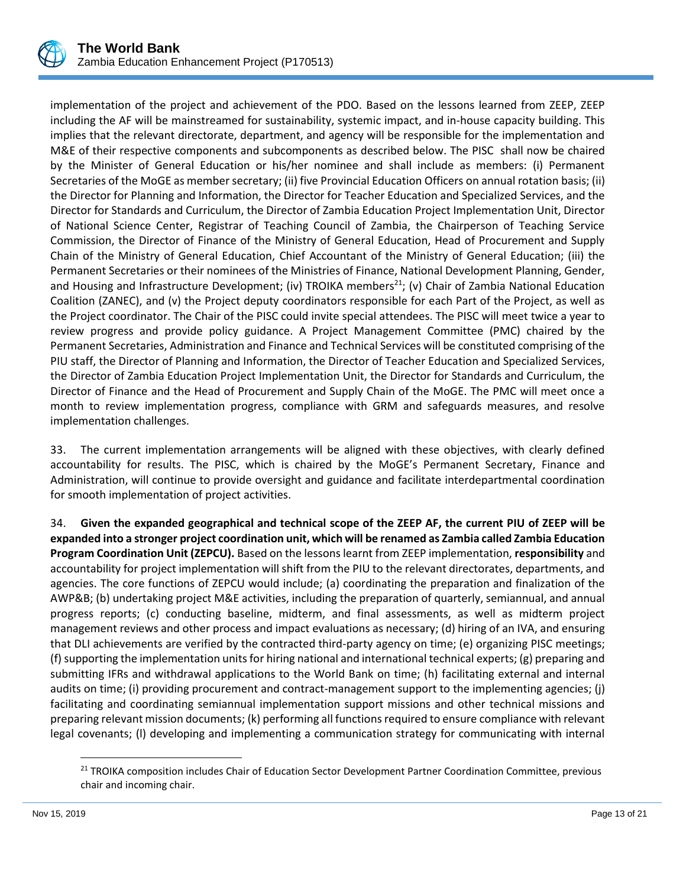implementation of the project and achievement of the PDO. Based on the lessons learned from ZEEP, ZEEP including the AF will be mainstreamed for sustainability, systemic impact, and in-house capacity building. This implies that the relevant directorate, department, and agency will be responsible for the implementation and M&E of their respective components and subcomponents as described below. The PISC shall now be chaired by the Minister of General Education or his/her nominee and shall include as members: (i) Permanent Secretaries of the MoGE as member secretary; (ii) five Provincial Education Officers on annual rotation basis; (ii) the Director for Planning and Information, the Director for Teacher Education and Specialized Services, and the Director for Standards and Curriculum, the Director of Zambia Education Project Implementation Unit, Director of National Science Center, Registrar of Teaching Council of Zambia, the Chairperson of Teaching Service Commission, the Director of Finance of the Ministry of General Education, Head of Procurement and Supply Chain of the Ministry of General Education, Chief Accountant of the Ministry of General Education; (iii) the Permanent Secretaries or their nominees of the Ministries of Finance, National Development Planning, Gender, and Housing and Infrastructure Development; (iv) TROIKA members[21]; (v) Chair of Zambia National Education Coalition (ZANEC), and (v) the Project deputy coordinators responsible for each Part of the Project, as well as the Project coordinator. The Chair of the PISC could invite special attendees. The PISC will meet twice a year to review progress and provide policy guidance. A Project Management Committee (PMC) chaired by the Permanent Secretaries, Administration and Finance and Technical Services will be constituted comprising of the PIU staff, the Director of Planning and Information, the Director of Teacher Education and Specialized Services, the Director of Zambia Education Project Implementation Unit, the Director for Standards and Curriculum, the Director of Finance and the Head of Procurement and Supply Chain of the MoGE. The PMC will meet once a month to review implementation progress, compliance with GRM and safeguards measures, and resolve implementation challenges.

33. The current implementation arrangements will be aligned with these objectives, with clearly defined accountability for results. The PISC, which is chaired by the MoGE's Permanent Secretary, Finance and Administration, will continue to provide oversight and guidance and facilitate interdepartmental coordination for smooth implementation of project activities.

34. **Given the expanded geographical and technical scope of the ZEEP AF, the current PIU of ZEEP will be expanded into a stronger project coordination unit, which will be renamed as Zambia called Zambia Education Program Coordination Unit (ZEPCU).** Based on the lessons learnt from ZEEP implementation, **responsibility** and accountability for project implementation will shift from the PIU to the relevant directorates, departments, and agencies. The core functions of ZEPCU would include; (a) coordinating the preparation and finalization of the AWP&B; (b) undertaking project M&E activities, including the preparation of quarterly, semiannual, and annual progress reports; (c) conducting baseline, midterm, and final assessments, as well as midterm project management reviews and other process and impact evaluations as necessary; (d) hiring of an IVA, and ensuring that DLI achievements are verified by the contracted third-party agency on time; (e) organizing PISC meetings; (f) supporting the implementation units for hiring national and international technical experts; (g) preparing and submitting IFRs and withdrawal applications to the World Bank on time; (h) facilitating external and internal audits on time; (i) providing procurement and contract-management support to the implementing agencies; (j) facilitating and coordinating semiannual implementation support missions and other technical missions and preparing relevant mission documents; (k) performing all functions required to ensure compliance with relevant legal covenants; (l) developing and implementing a communication strategy for communicating with internal

[21] TROIKA composition includes Chair of Education Sector Development Partner Coordination Committee, previous chair and incoming chair.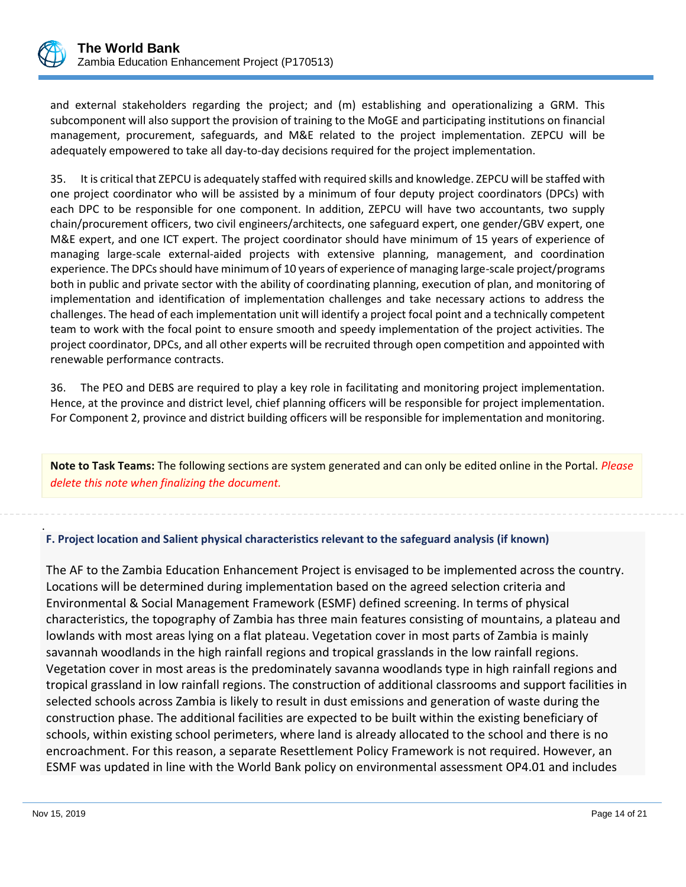and external stakeholders regarding the project; and (m) establishing and operationalizing a GRM. This subcomponent will also support the provision of training to the MoGE and participating institutions on financial management, procurement, safeguards, and M&E related to the project implementation. ZEPCU will be adequately empowered to take all day-to-day decisions required for the project implementation.

35. It is critical that ZEPCU is adequately staffed with required skills and knowledge. ZEPCU will be staffed with one project coordinator who will be assisted by a minimum of four deputy project coordinators (DPCs) with each DPC to be responsible for one component. In addition, ZEPCU will have two accountants, two supply chain/procurement officers, two civil engineers/architects, one safeguard expert, one gender/GBV expert, one M&E expert, and one ICT expert. The project coordinator should have minimum of 15 years of experience of managing large-scale external-aided projects with extensive planning, management, and coordination experience. The DPCs should have minimum of 10 years of experience of managing large-scale project/programs both in public and private sector with the ability of coordinating planning, execution of plan, and monitoring of implementation and identification of implementation challenges and take necessary actions to address the challenges. The head of each implementation unit will identify a project focal point and a technically competent team to work with the focal point to ensure smooth and speedy implementation of the project activities. The project coordinator, DPCs, and all other experts will be recruited through open competition and appointed with renewable performance contracts.

36. The PEO and DEBS are required to play a key role in facilitating and monitoring project implementation. Hence, at the province and district level, chief planning officers will be responsible for project implementation. For Component 2, province and district building officers will be responsible for implementation and monitoring.

**Note to Task Teams:** The following sections are system generated and can only be edited online in the Portal. *Please delete this note when finalizing the document.*

### F. Project location and Salient physical characteristics relevant to the safeguard analysis (if known)

The AF to the Zambia Education Enhancement Project is envisaged to be implemented across the country. Locations will be determined during implementation based on the agreed selection criteria and Environmental & Social Management Framework (ESMF) defined screening. In terms of physical characteristics, the topography of Zambia has three main features consisting of mountains, a plateau and lowlands with most areas lying on a flat plateau. Vegetation cover in most parts of Zambia is mainly savannah woodlands in the high rainfall regions and tropical grasslands in the low rainfall regions. Vegetation cover in most areas is the predominately savanna woodlands type in high rainfall regions and tropical grassland in low rainfall regions. The construction of additional classrooms and support facilities in selected schools across Zambia is likely to result in dust emissions and generation of waste during the construction phase. The additional facilities are expected to be built within the existing beneficiary of schools, within existing school perimeters, where land is already allocated to the school and there is no encroachment. For this reason, a separate Resettlement Policy Framework is not required. However, an ESMF was updated in line with the World Bank policy on environmental assessment OP4.01 and includes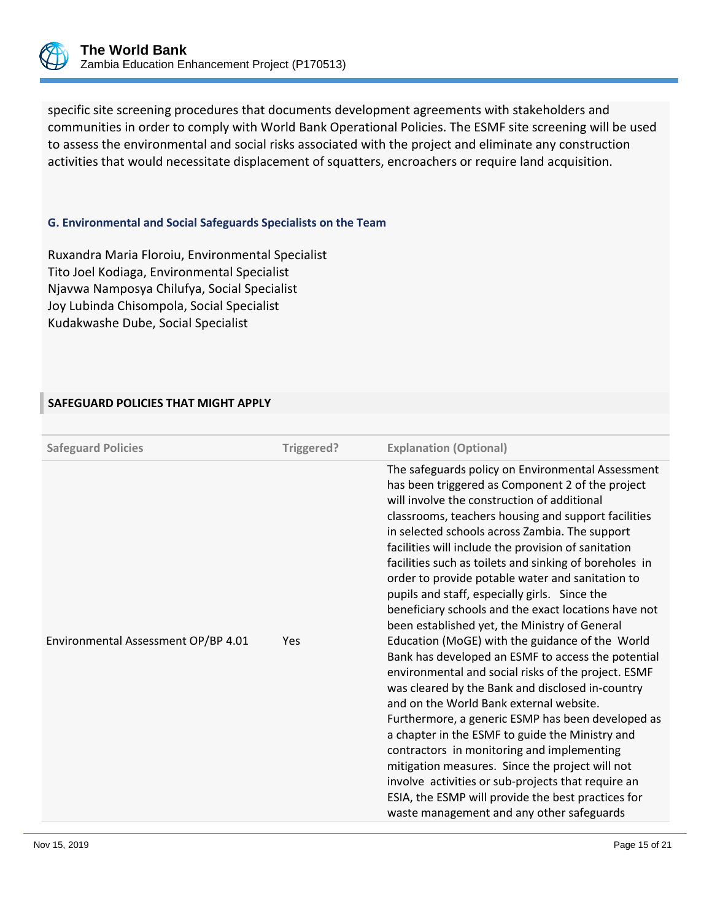specific site screening procedures that documents development agreements with stakeholders and communities in order to comply with World Bank Operational Policies. The ESMF site screening will be used to assess the environmental and social risks associated with the project and eliminate any construction activities that would necessitate displacement of squatters, encroachers or require land acquisition.

### G. Environmental and Social Safeguards Specialists on the Team

Ruxandra Maria Floroiu, Environmental Specialist
Tito Joel Kodiaga, Environmental Specialist
Njavwa Namposya Chilufya, Social Specialist
Joy Lubinda Chisompola, Social Specialist
Kudakwashe Dube, Social Specialist

## SAFEGUARD POLICIES THAT MIGHT APPLY

| Safeguard Policies | Triggered? | Explanation (Optional) |
|---|---|---|
| Environmental Assessment OP/BP 4.01 | Yes | The safeguards policy on Environmental Assessment has been triggered as Component 2 of the project will involve the construction of additional classrooms, teachers housing and support facilities in selected schools across Zambia. The support facilities will include the provision of sanitation facilities such as toilets and sinking of boreholes in order to provide potable water and sanitation to pupils and staff, especially girls. Since the beneficiary schools and the exact locations have not been established yet, the Ministry of General Education (MoGE) with the guidance of the World Bank has developed an ESMF to access the potential environmental and social risks of the project. ESMF was cleared by the Bank and disclosed in-country and on the World Bank external website. Furthermore, a generic ESMP has been developed as a chapter in the ESMF to guide the Ministry and contractors in monitoring and implementing mitigation measures. Since the project will not involve activities or sub-projects that require an ESIA, the ESMP will provide the best practices for waste management and any other safeguards |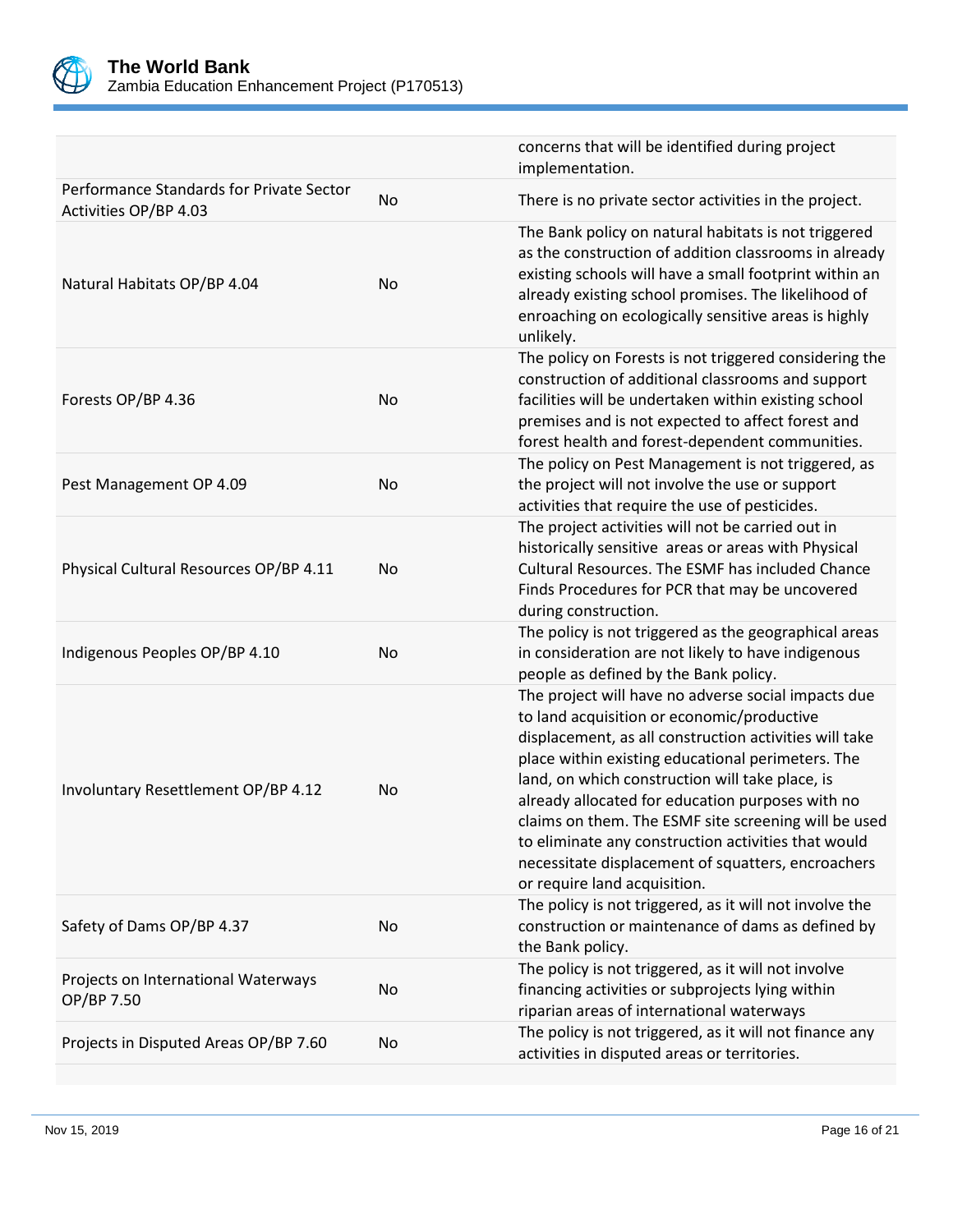| | | |
|---|---|---|
| | | concerns that will be identified during project implementation. |
| Performance Standards for Private Sector Activities OP/BP 4.03 | No | There is no private sector activities in the project. |
| Natural Habitats OP/BP 4.04 | No | The Bank policy on natural habitats is not triggered as the construction of addition classrooms in already existing schools will have a small footprint within an already existing school promises. The likelihood of enroaching on ecologically sensitive areas is highly unlikely. |
| Forests OP/BP 4.36 | No | The policy on Forests is not triggered considering the construction of additional classrooms and support facilities will be undertaken within existing school premises and is not expected to affect forest and forest health and forest-dependent communities. |
| Pest Management OP 4.09 | No | The policy on Pest Management is not triggered, as the project will not involve the use or support activities that require the use of pesticides. |
| Physical Cultural Resources OP/BP 4.11 | No | The project activities will not be carried out in historically sensitive areas or areas with Physical Cultural Resources. The ESMF has included Chance Finds Procedures for PCR that may be uncovered during construction. |
| Indigenous Peoples OP/BP 4.10 | No | The policy is not triggered as the geographical areas in consideration are not likely to have indigenous people as defined by the Bank policy. |
| Involuntary Resettlement OP/BP 4.12 | No | The project will have no adverse social impacts due to land acquisition or economic/productive displacement, as all construction activities will take place within existing educational perimeters. The land, on which construction will take place, is already allocated for education purposes with no claims on them. The ESMF site screening will be used to eliminate any construction activities that would necessitate displacement of squatters, encroachers or require land acquisition. |
| Safety of Dams OP/BP 4.37 | No | The policy is not triggered, as it will not involve the construction or maintenance of dams as defined by the Bank policy. |
| Projects on International Waterways OP/BP 7.50 | No | The policy is not triggered, as it will not involve financing activities or subprojects lying within riparian areas of international waterways |
| Projects in Disputed Areas OP/BP 7.60 | No | The policy is not triggered, as it will not finance any activities in disputed areas or territories. |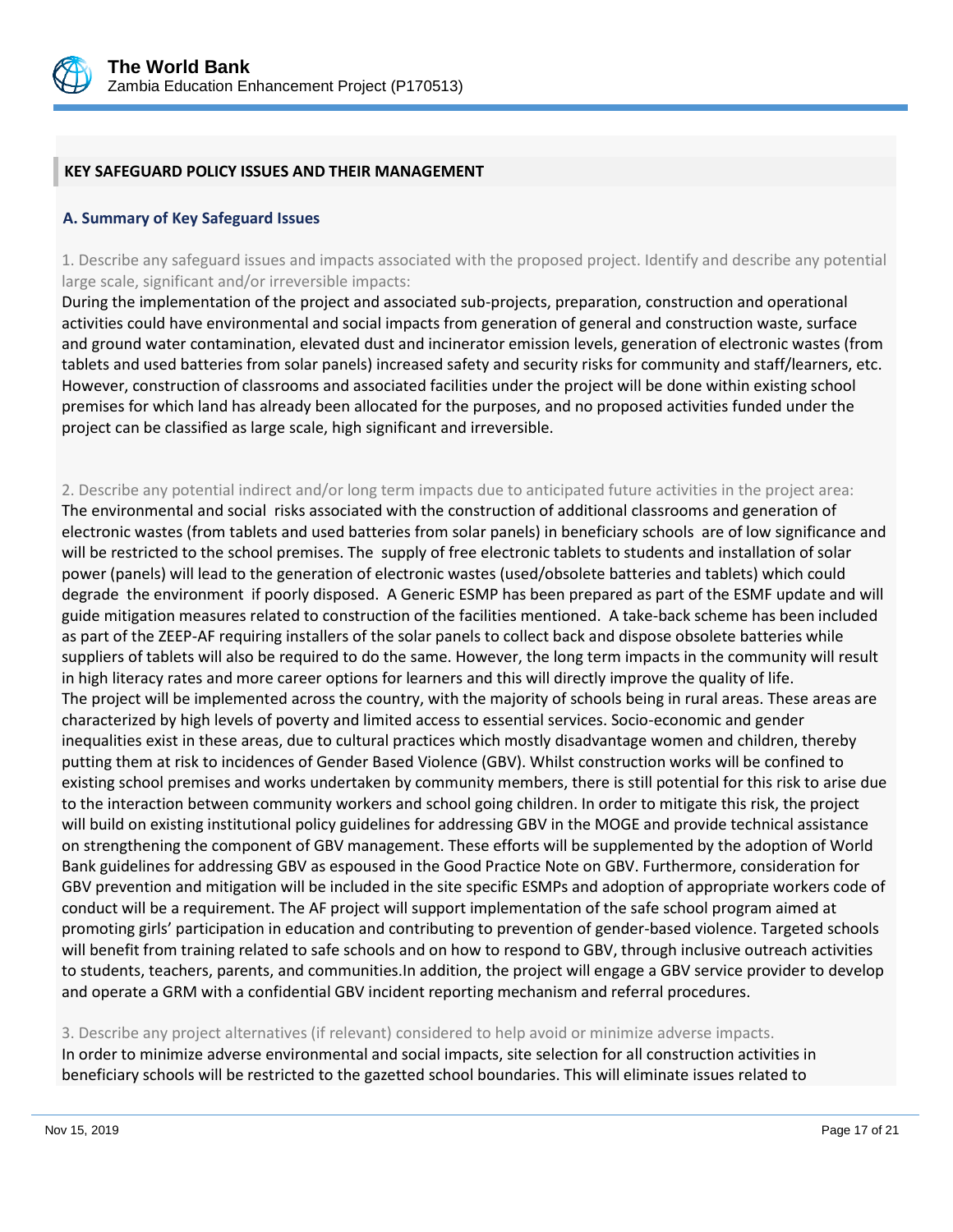## KEY SAFEGUARD POLICY ISSUES AND THEIR MANAGEMENT

### A. Summary of Key Safeguard Issues

1. Describe any safeguard issues and impacts associated with the proposed project. Identify and describe any potential large scale, significant and/or irreversible impacts:

During the implementation of the project and associated sub-projects, preparation, construction and operational activities could have environmental and social impacts from generation of general and construction waste, surface and ground water contamination, elevated dust and incinerator emission levels, generation of electronic wastes (from tablets and used batteries from solar panels) increased safety and security risks for community and staff/learners, etc. However, construction of classrooms and associated facilities under the project will be done within existing school premises for which land has already been allocated for the purposes, and no proposed activities funded under the project can be classified as large scale, high significant and irreversible.

2. Describe any potential indirect and/or long term impacts due to anticipated future activities in the project area:

The environmental and social risks associated with the construction of additional classrooms and generation of electronic wastes (from tablets and used batteries from solar panels) in beneficiary schools are of low significance and will be restricted to the school premises. The supply of free electronic tablets to students and installation of solar power (panels) will lead to the generation of electronic wastes (used/obsolete batteries and tablets) which could degrade the environment if poorly disposed. A Generic ESMP has been prepared as part of the ESMF update and will guide mitigation measures related to construction of the facilities mentioned. A take-back scheme has been included as part of the ZEEP-AF requiring installers of the solar panels to collect back and dispose obsolete batteries while suppliers of tablets will also be required to do the same. However, the long term impacts in the community will result in high literacy rates and more career options for learners and this will directly improve the quality of life.

The project will be implemented across the country, with the majority of schools being in rural areas. These areas are characterized by high levels of poverty and limited access to essential services. Socio-economic and gender inequalities exist in these areas, due to cultural practices which mostly disadvantage women and children, thereby putting them at risk to incidences of Gender Based Violence (GBV). Whilst construction works will be confined to existing school premises and works undertaken by community members, there is still potential for this risk to arise due to the interaction between community workers and school going children. In order to mitigate this risk, the project will build on existing institutional policy guidelines for addressing GBV in the MOGE and provide technical assistance on strengthening the component of GBV management. These efforts will be supplemented by the adoption of World Bank guidelines for addressing GBV as espoused in the Good Practice Note on GBV. Furthermore, consideration for GBV prevention and mitigation will be included in the site specific ESMPs and adoption of appropriate workers code of conduct will be a requirement. The AF project will support implementation of the safe school program aimed at promoting girls' participation in education and contributing to prevention of gender-based violence. Targeted schools will benefit from training related to safe schools and on how to respond to GBV, through inclusive outreach activities to students, teachers, parents, and communities.In addition, the project will engage a GBV service provider to develop and operate a GRM with a confidential GBV incident reporting mechanism and referral procedures.

3. Describe any project alternatives (if relevant) considered to help avoid or minimize adverse impacts.

In order to minimize adverse environmental and social impacts, site selection for all construction activities in beneficiary schools will be restricted to the gazetted school boundaries. This will eliminate issues related to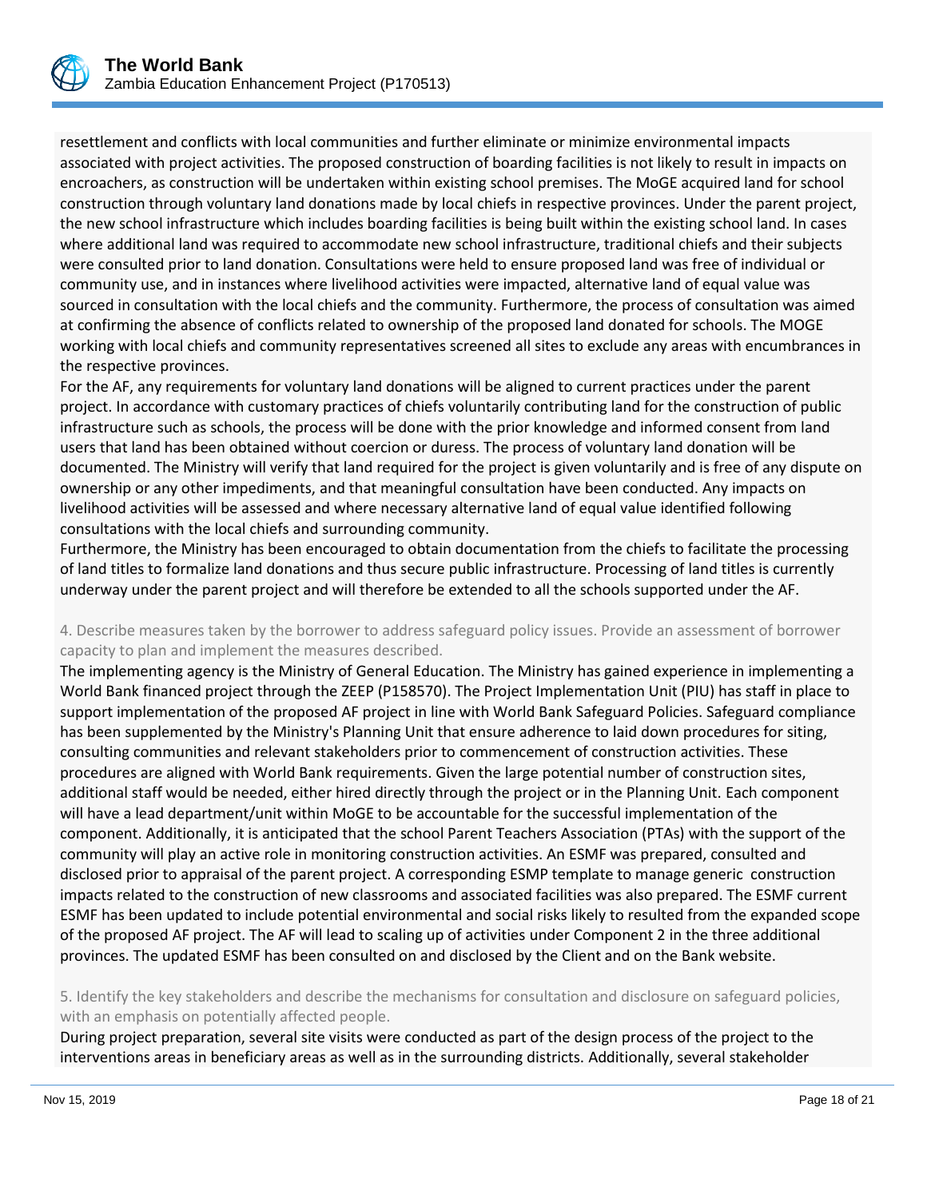resettlement and conflicts with local communities and further eliminate or minimize environmental impacts associated with project activities. The proposed construction of boarding facilities is not likely to result in impacts on encroachers, as construction will be undertaken within existing school premises. The MoGE acquired land for school construction through voluntary land donations made by local chiefs in respective provinces. Under the parent project, the new school infrastructure which includes boarding facilities is being built within the existing school land. In cases where additional land was required to accommodate new school infrastructure, traditional chiefs and their subjects were consulted prior to land donation. Consultations were held to ensure proposed land was free of individual or community use, and in instances where livelihood activities were impacted, alternative land of equal value was sourced in consultation with the local chiefs and the community. Furthermore, the process of consultation was aimed at confirming the absence of conflicts related to ownership of the proposed land donated for schools. The MOGE working with local chiefs and community representatives screened all sites to exclude any areas with encumbrances in the respective provinces.

For the AF, any requirements for voluntary land donations will be aligned to current practices under the parent project. In accordance with customary practices of chiefs voluntarily contributing land for the construction of public infrastructure such as schools, the process will be done with the prior knowledge and informed consent from land users that land has been obtained without coercion or duress. The process of voluntary land donation will be documented. The Ministry will verify that land required for the project is given voluntarily and is free of any dispute on ownership or any other impediments, and that meaningful consultation have been conducted. Any impacts on livelihood activities will be assessed and where necessary alternative land of equal value identified following consultations with the local chiefs and surrounding community.

Furthermore, the Ministry has been encouraged to obtain documentation from the chiefs to facilitate the processing of land titles to formalize land donations and thus secure public infrastructure. Processing of land titles is currently underway under the parent project and will therefore be extended to all the schools supported under the AF.

4. Describe measures taken by the borrower to address safeguard policy issues. Provide an assessment of borrower capacity to plan and implement the measures described.

The implementing agency is the Ministry of General Education. The Ministry has gained experience in implementing a World Bank financed project through the ZEEP (P158570). The Project Implementation Unit (PIU) has staff in place to support implementation of the proposed AF project in line with World Bank Safeguard Policies. Safeguard compliance has been supplemented by the Ministry's Planning Unit that ensure adherence to laid down procedures for siting, consulting communities and relevant stakeholders prior to commencement of construction activities. These procedures are aligned with World Bank requirements. Given the large potential number of construction sites, additional staff would be needed, either hired directly through the project or in the Planning Unit. Each component will have a lead department/unit within MoGE to be accountable for the successful implementation of the component. Additionally, it is anticipated that the school Parent Teachers Association (PTAs) with the support of the community will play an active role in monitoring construction activities. An ESMF was prepared, consulted and disclosed prior to appraisal of the parent project. A corresponding ESMP template to manage generic construction impacts related to the construction of new classrooms and associated facilities was also prepared. The ESMF current ESMF has been updated to include potential environmental and social risks likely to resulted from the expanded scope of the proposed AF project. The AF will lead to scaling up of activities under Component 2 in the three additional provinces. The updated ESMF has been consulted on and disclosed by the Client and on the Bank website.

5. Identify the key stakeholders and describe the mechanisms for consultation and disclosure on safeguard policies, with an emphasis on potentially affected people.

During project preparation, several site visits were conducted as part of the design process of the project to the interventions areas in beneficiary areas as well as in the surrounding districts. Additionally, several stakeholder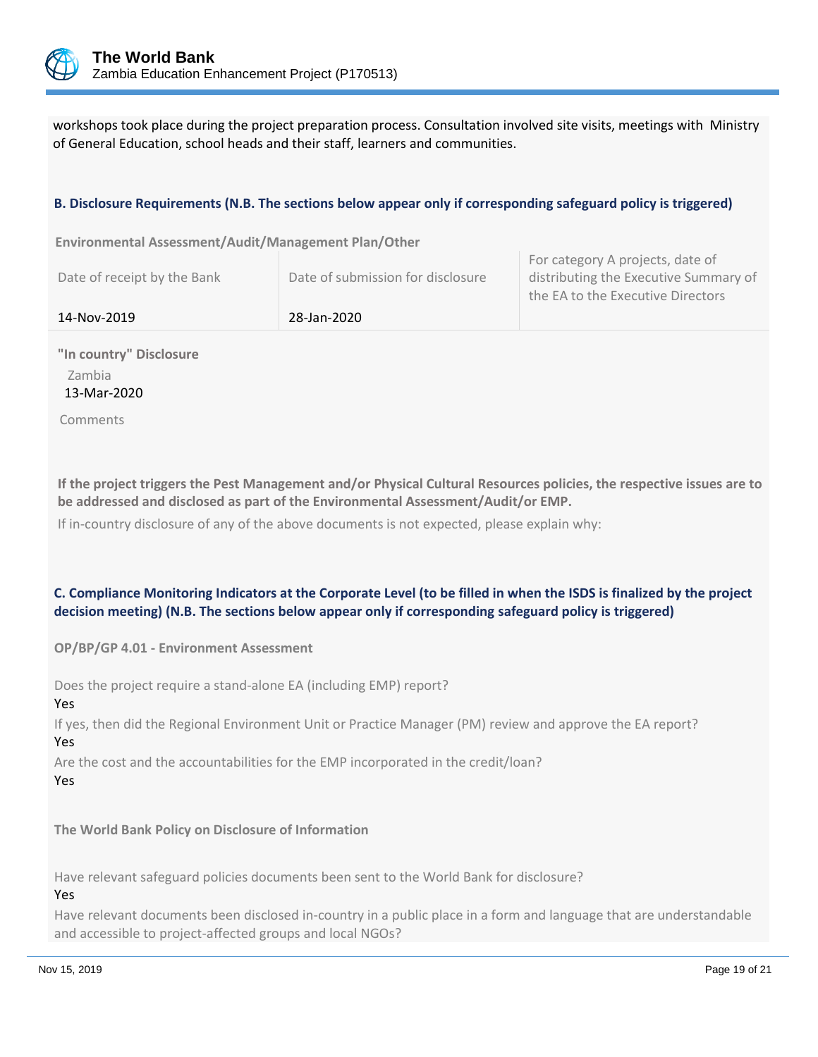workshops took place during the project preparation process. Consultation involved site visits, meetings with Ministry of General Education, school heads and their staff, learners and communities.

### B. Disclosure Requirements (N.B. The sections below appear only if corresponding safeguard policy is triggered)

**Environmental Assessment/Audit/Management Plan/Other**

| Date of receipt by the Bank | Date of submission for disclosure | For category A projects, date of distributing the Executive Summary of the EA to the Executive Directors |
|---|---|---|
| 14-Nov-2019 | 28-Jan-2020 | |

**"In country" Disclosure**

Zambia
13-Mar-2020

Comments

**If the project triggers the Pest Management and/or Physical Cultural Resources policies, the respective issues are to be addressed and disclosed as part of the Environmental Assessment/Audit/or EMP.**

If in-country disclosure of any of the above documents is not expected, please explain why:

### C. Compliance Monitoring Indicators at the Corporate Level (to be filled in when the ISDS is finalized by the project decision meeting) (N.B. The sections below appear only if corresponding safeguard policy is triggered)

**OP/BP/GP 4.01 - Environment Assessment**

Does the project require a stand-alone EA (including EMP) report?
Yes

If yes, then did the Regional Environment Unit or Practice Manager (PM) review and approve the EA report?
Yes

Are the cost and the accountabilities for the EMP incorporated in the credit/loan?
Yes

**The World Bank Policy on Disclosure of Information**

Have relevant safeguard policies documents been sent to the World Bank for disclosure?
Yes

Have relevant documents been disclosed in-country in a public place in a form and language that are understandable and accessible to project-affected groups and local NGOs?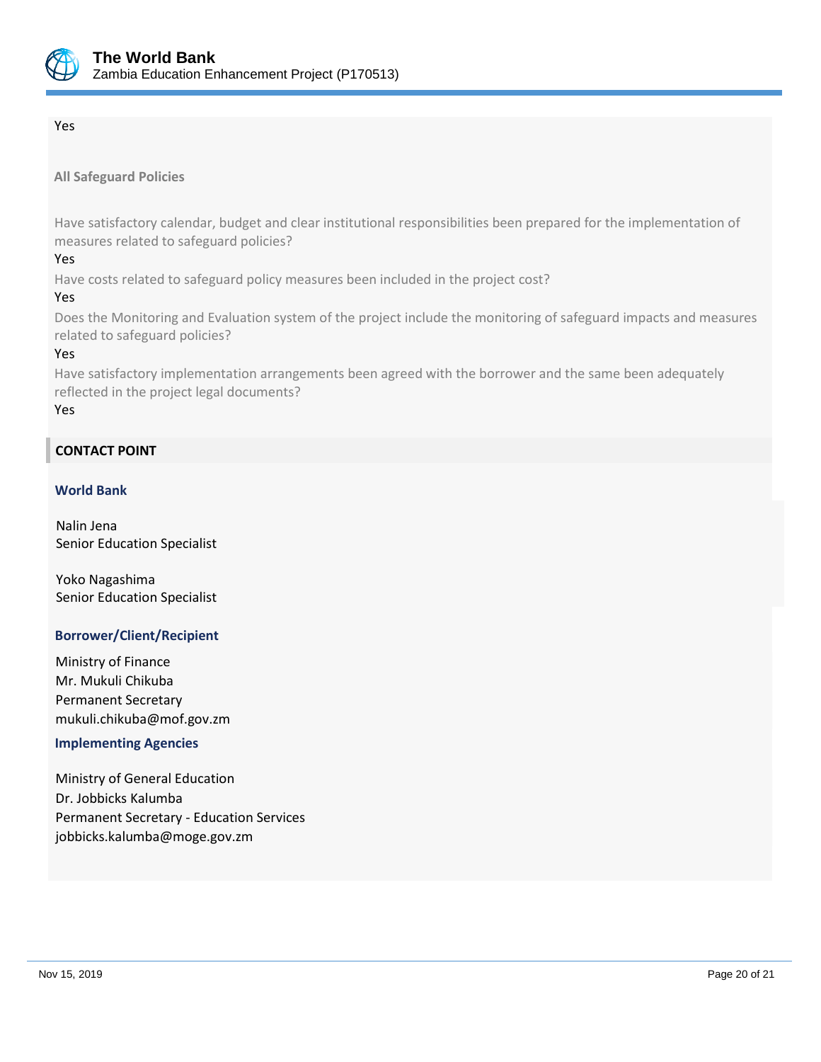Yes

**All Safeguard Policies**

Have satisfactory calendar, budget and clear institutional responsibilities been prepared for the implementation of measures related to safeguard policies?

Yes

Have costs related to safeguard policy measures been included in the project cost?

Yes

Does the Monitoring and Evaluation system of the project include the monitoring of safeguard impacts and measures related to safeguard policies?

Yes

Have satisfactory implementation arrangements been agreed with the borrower and the same been adequately reflected in the project legal documents?

Yes

## CONTACT POINT

### World Bank

Nalin Jena
Senior Education Specialist

Yoko Nagashima
Senior Education Specialist

### Borrower/Client/Recipient

Ministry of Finance
Mr. Mukuli Chikuba
Permanent Secretary
mukuli.chikuba@mof.gov.zm

### Implementing Agencies

Ministry of General Education
Dr. Jobbicks Kalumba
Permanent Secretary - Education Services
jobbicks.kalumba@moge.gov.zm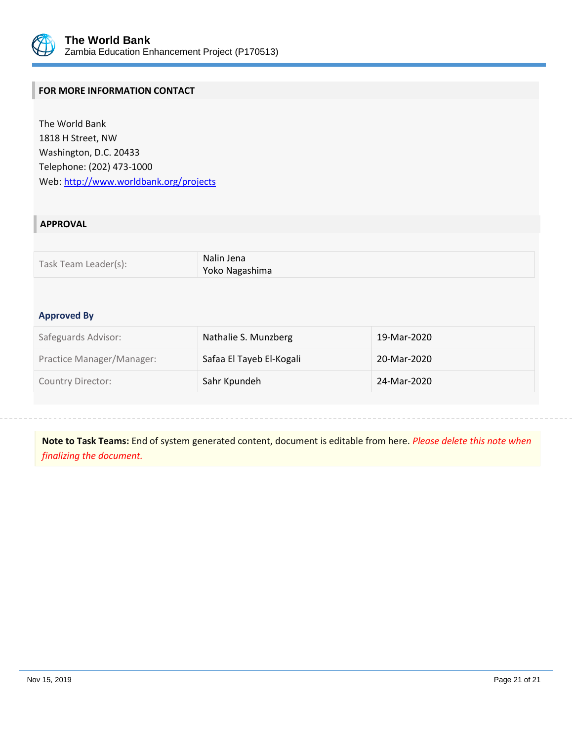## FOR MORE INFORMATION CONTACT

The World Bank
1818 H Street, NW
Washington, D.C. 20433
Telephone: (202) 473-1000
Web: http://www.worldbank.org/projects

## APPROVAL

| | |
|---|---|
| Task Team Leader(s): | Nalin Jena<br>Yoko Nagashima |

### Approved By

| | | |
|---|---|---|
| Safeguards Advisor: | Nathalie S. Munzberg | 19-Mar-2020 |
| Practice Manager/Manager: | Safaa El Tayeb El-Kogali | 20-Mar-2020 |
| Country Director: | Sahr Kpundeh | 24-Mar-2020 |

**Note to Task Teams:** End of system generated content, document is editable from here. *Please delete this note when finalizing the document.*